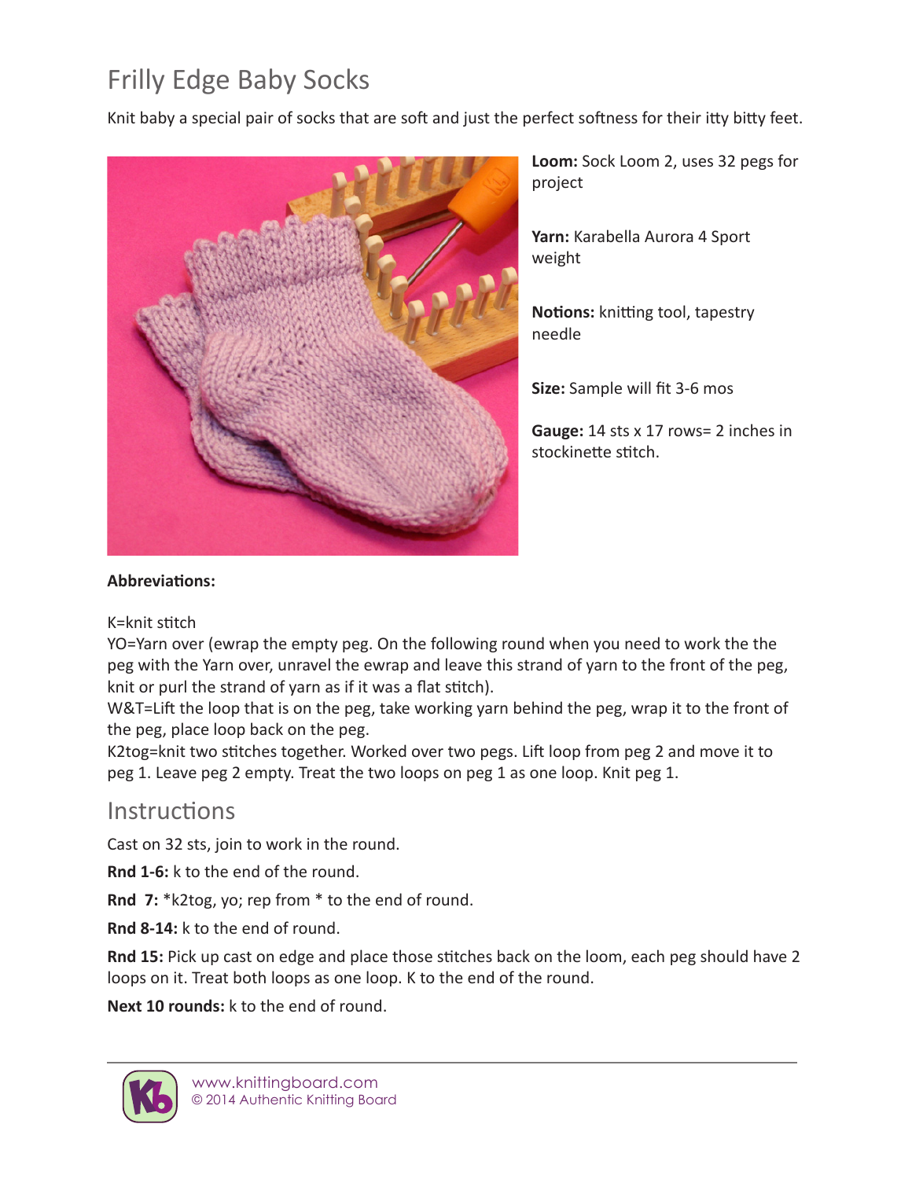# Frilly Edge Baby Socks

Knit baby a special pair of socks that are soft and just the perfect softness for their itty bitty feet.

**Loom:** Sock Loom 2, uses 32 pegs for project

**Yarn:** Karabella Aurora 4 Sport weight

**Notions:** knitting tool, tapestry needle

**Size:** Sample will fit 3-6 mos

**Gauge:** 14 sts x 17 rows= 2 inches in stockinette stitch.

**Abbreviations:**

K=knit stitch
YO=Yarn over (ewrap the empty peg. On the following round when you need to work the the peg with the Yarn over, unravel the ewrap and leave this strand of yarn to the front of the peg, knit or purl the strand of yarn as if it was a flat stitch).
W&T=Lift the loop that is on the peg, take working yarn behind the peg, wrap it to the front of the peg, place loop back on the peg.
K2tog=knit two stitches together. Worked over two pegs. Lift loop from peg 2 and move it to peg 1. Leave peg 2 empty. Treat the two loops on peg 1 as one loop. Knit peg 1.

## Instructions

Cast on 32 sts, join to work in the round.

**Rnd 1-6:** k to the end of the round.

**Rnd 7:** *k2tog, yo; rep from * to the end of round.

**Rnd 8-14:** k to the end of round.

**Rnd 15:** Pick up cast on edge and place those stitches back on the loom, each peg should have 2 loops on it. Treat both loops as one loop. K to the end of the round.

**Next 10 rounds:** k to the end of round.

www.knittingboard.com
© 2014 Authentic Knitting Board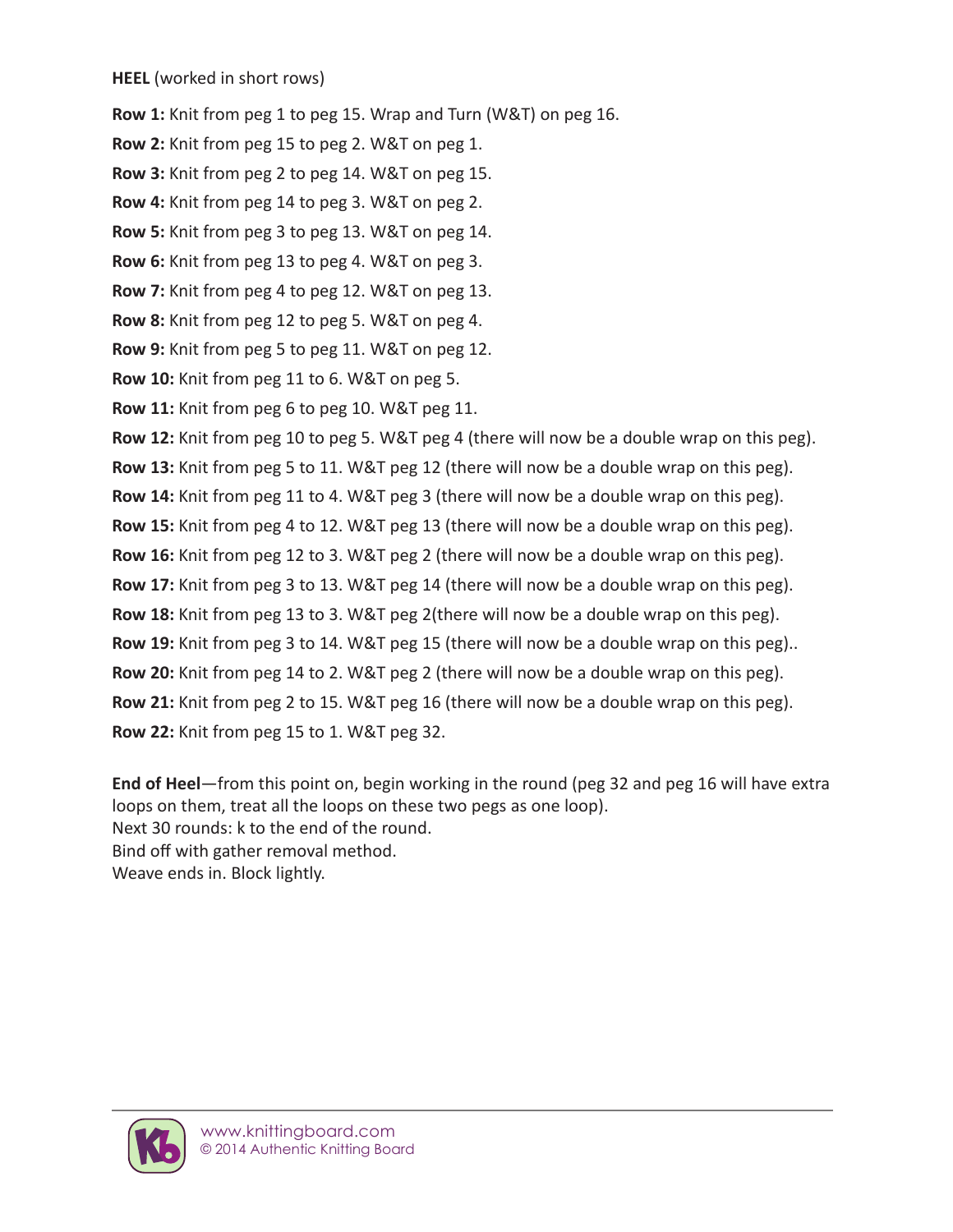**HEEL** (worked in short rows)

**Row 1:** Knit from peg 1 to peg 15. Wrap and Turn (W&T) on peg 16.

**Row 2:** Knit from peg 15 to peg 2. W&T on peg 1.

**Row 3:** Knit from peg 2 to peg 14. W&T on peg 15.

**Row 4:** Knit from peg 14 to peg 3. W&T on peg 2.

**Row 5:** Knit from peg 3 to peg 13. W&T on peg 14.

**Row 6:** Knit from peg 13 to peg 4. W&T on peg 3.

**Row 7:** Knit from peg 4 to peg 12. W&T on peg 13.

**Row 8:** Knit from peg 12 to peg 5. W&T on peg 4.

**Row 9:** Knit from peg 5 to peg 11. W&T on peg 12.

**Row 10:** Knit from peg 11 to 6. W&T on peg 5.

**Row 11:** Knit from peg 6 to peg 10. W&T peg 11.

**Row 12:** Knit from peg 10 to peg 5. W&T peg 4 (there will now be a double wrap on this peg).

**Row 13:** Knit from peg 5 to 11. W&T peg 12 (there will now be a double wrap on this peg).

**Row 14:** Knit from peg 11 to 4. W&T peg 3 (there will now be a double wrap on this peg).

**Row 15:** Knit from peg 4 to 12. W&T peg 13 (there will now be a double wrap on this peg).

**Row 16:** Knit from peg 12 to 3. W&T peg 2 (there will now be a double wrap on this peg).

**Row 17:** Knit from peg 3 to 13. W&T peg 14 (there will now be a double wrap on this peg).

**Row 18:** Knit from peg 13 to 3. W&T peg 2(there will now be a double wrap on this peg).

**Row 19:** Knit from peg 3 to 14. W&T peg 15 (there will now be a double wrap on this peg)..

**Row 20:** Knit from peg 14 to 2. W&T peg 2 (there will now be a double wrap on this peg).

**Row 21:** Knit from peg 2 to 15. W&T peg 16 (there will now be a double wrap on this peg).

**Row 22:** Knit from peg 15 to 1. W&T peg 32.

**End of Heel**—from this point on, begin working in the round (peg 32 and peg 16 will have extra loops on them, treat all the loops on these two pegs as one loop).
Next 30 rounds: k to the end of the round.
Bind off with gather removal method.
Weave ends in. Block lightly.

www.knittingboard.com
© 2014 Authentic Knitting Board